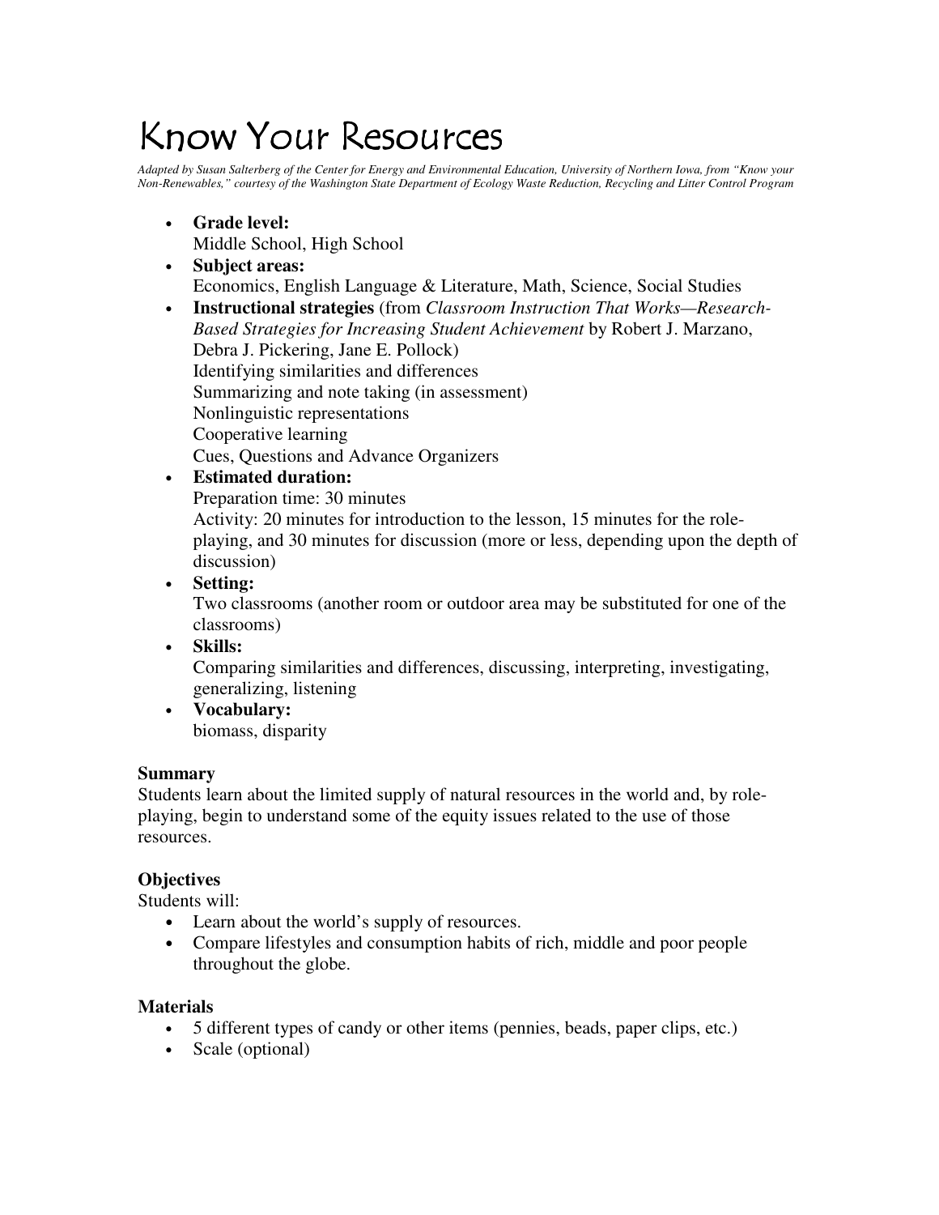# Know Your Resources

*Adapted by Susan Salterberg of the Center for Energy and Environmental Education, University of Northern Iowa, from "Know your Non-Renewables," courtesy of the Washington State Department of Ecology Waste Reduction, Recycling and Litter Control Program*

- **Grade level:**
  Middle School, High School
- **Subject areas:**
  Economics, English Language & Literature, Math, Science, Social Studies
- **Instructional strategies** (from *Classroom Instruction That Works—Research-Based Strategies for Increasing Student Achievement* by Robert J. Marzano, Debra J. Pickering, Jane E. Pollock)
  Identifying similarities and differences
  Summarizing and note taking (in assessment)
  Nonlinguistic representations
  Cooperative learning
  Cues, Questions and Advance Organizers
- **Estimated duration:**
  Preparation time: 30 minutes
  Activity: 20 minutes for introduction to the lesson, 15 minutes for the role-playing, and 30 minutes for discussion (more or less, depending upon the depth of discussion)
- **Setting:**
  Two classrooms (another room or outdoor area may be substituted for one of the classrooms)
- **Skills:**
  Comparing similarities and differences, discussing, interpreting, investigating, generalizing, listening
- **Vocabulary:**
  biomass, disparity

### Summary

Students learn about the limited supply of natural resources in the world and, by role-playing, begin to understand some of the equity issues related to the use of those resources.

### Objectives

Students will:

- Learn about the world's supply of resources.
- Compare lifestyles and consumption habits of rich, middle and poor people throughout the globe.

### Materials

- 5 different types of candy or other items (pennies, beads, paper clips, etc.)
- Scale (optional)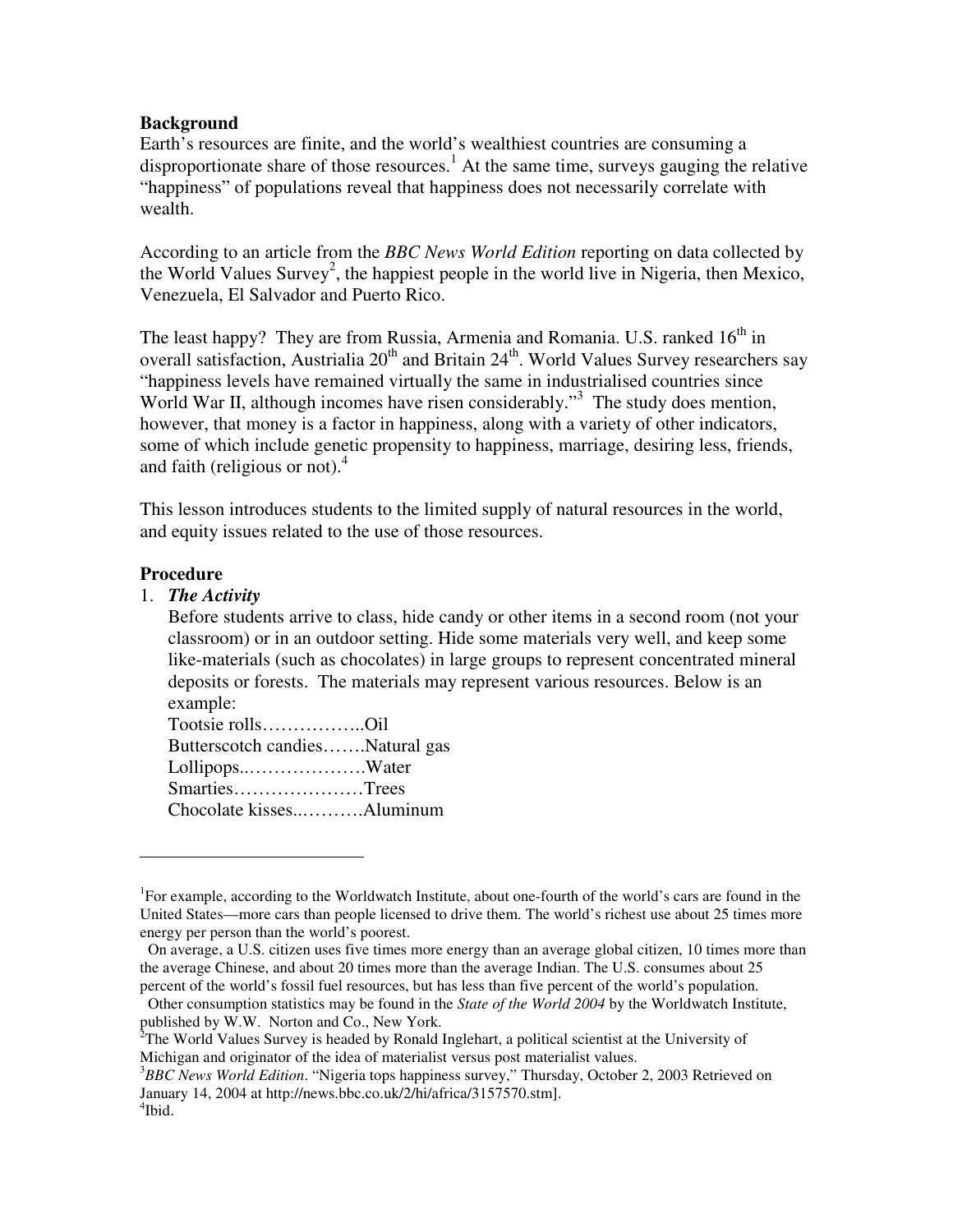**Background**

Earth's resources are finite, and the world's wealthiest countries are consuming a disproportionate share of those resources.[1] At the same time, surveys gauging the relative "happiness" of populations reveal that happiness does not necessarily correlate with wealth.

According to an article from the *BBC News World Edition* reporting on data collected by the World Values Survey[2], the happiest people in the world live in Nigeria, then Mexico, Venezuela, El Salvador and Puerto Rico.

The least happy? They are from Russia, Armenia and Romania. U.S. ranked 16th in overall satisfaction, Austrialia 20th and Britain 24th. World Values Survey researchers say "happiness levels have remained virtually the same in industrialised countries since World War II, although incomes have risen considerably."[3] The study does mention, however, that money is a factor in happiness, along with a variety of other indicators, some of which include genetic propensity to happiness, marriage, desiring less, friends, and faith (religious or not).[4]

This lesson introduces students to the limited supply of natural resources in the world, and equity issues related to the use of those resources.

**Procedure**

1. ***The Activity***

   Before students arrive to class, hide candy or other items in a second room (not your classroom) or in an outdoor setting. Hide some materials very well, and keep some like-materials (such as chocolates) in large groups to represent concentrated mineral deposits or forests. The materials may represent various resources. Below is an example:

   Tootsie rolls……………..Oil
   Butterscotch candies…….Natural gas
   Lollipops..……………….Water
   Smarties…………………Trees
   Chocolate kisses..……….Aluminum

---

[1]For example, according to the Worldwatch Institute, about one-fourth of the world's cars are found in the United States—more cars than people licensed to drive them. The world's richest use about 25 times more energy per person than the world's poorest.
  On average, a U.S. citizen uses five times more energy than an average global citizen, 10 times more than the average Chinese, and about 20 times more than the average Indian. The U.S. consumes about 25 percent of the world's fossil fuel resources, but has less than five percent of the world's population.
  Other consumption statistics may be found in the *State of the World 2004* by the Worldwatch Institute, published by W.W. Norton and Co., New York.

[2]The World Values Survey is headed by Ronald Inglehart, a political scientist at the University of Michigan and originator of the idea of materialist versus post materialist values.

[3]*BBC News World Edition*. "Nigeria tops happiness survey," Thursday, October 2, 2003 Retrieved on January 14, 2004 at http://news.bbc.co.uk/2/hi/africa/3157570.stm].

[4]Ibid.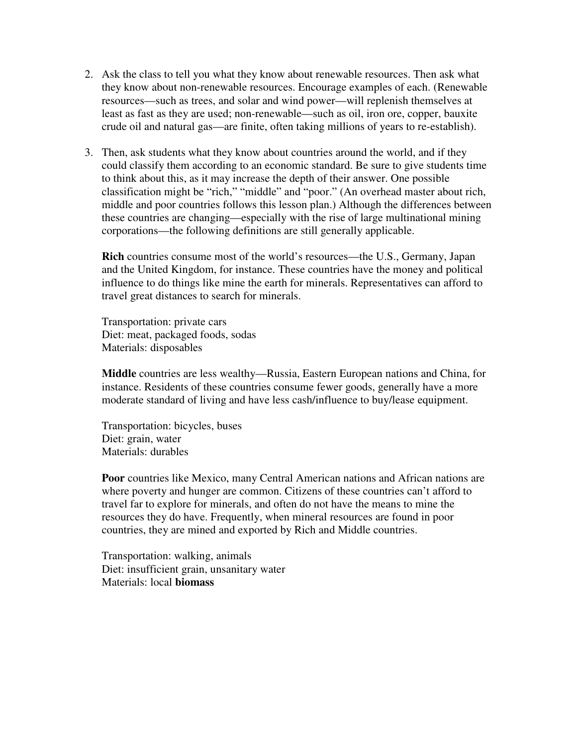2. Ask the class to tell you what they know about renewable resources. Then ask what they know about non-renewable resources. Encourage examples of each. (Renewable resources—such as trees, and solar and wind power—will replenish themselves at least as fast as they are used; non-renewable—such as oil, iron ore, copper, bauxite crude oil and natural gas—are finite, often taking millions of years to re-establish).

3. Then, ask students what they know about countries around the world, and if they could classify them according to an economic standard. Be sure to give students time to think about this, as it may increase the depth of their answer. One possible classification might be "rich," "middle" and "poor." (An overhead master about rich, middle and poor countries follows this lesson plan.) Although the differences between these countries are changing—especially with the rise of large multinational mining corporations—the following definitions are still generally applicable.

   **Rich** countries consume most of the world's resources—the U.S., Germany, Japan and the United Kingdom, for instance. These countries have the money and political influence to do things like mine the earth for minerals. Representatives can afford to travel great distances to search for minerals.

   Transportation: private cars
   Diet: meat, packaged foods, sodas
   Materials: disposables

   **Middle** countries are less wealthy—Russia, Eastern European nations and China, for instance. Residents of these countries consume fewer goods, generally have a more moderate standard of living and have less cash/influence to buy/lease equipment.

   Transportation: bicycles, buses
   Diet: grain, water
   Materials: durables

   **Poor** countries like Mexico, many Central American nations and African nations are where poverty and hunger are common. Citizens of these countries can't afford to travel far to explore for minerals, and often do not have the means to mine the resources they do have. Frequently, when mineral resources are found in poor countries, they are mined and exported by Rich and Middle countries.

   Transportation: walking, animals
   Diet: insufficient grain, unsanitary water
   Materials: local **biomass**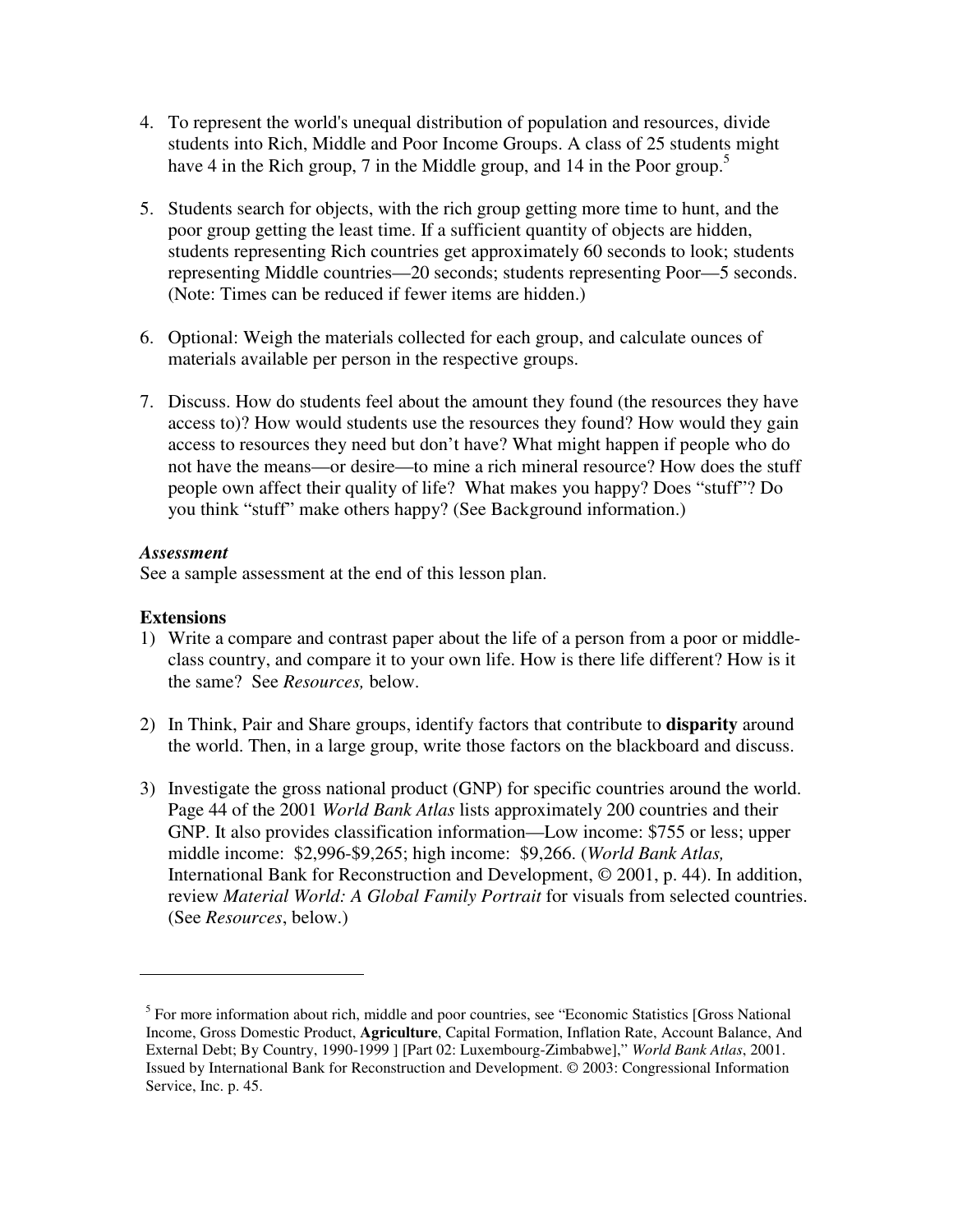4. To represent the world's unequal distribution of population and resources, divide students into Rich, Middle and Poor Income Groups. A class of 25 students might have 4 in the Rich group, 7 in the Middle group, and 14 in the Poor group.[5]

5. Students search for objects, with the rich group getting more time to hunt, and the poor group getting the least time. If a sufficient quantity of objects are hidden, students representing Rich countries get approximately 60 seconds to look; students representing Middle countries—20 seconds; students representing Poor—5 seconds. (Note: Times can be reduced if fewer items are hidden.)

6. Optional: Weigh the materials collected for each group, and calculate ounces of materials available per person in the respective groups.

7. Discuss. How do students feel about the amount they found (the resources they have access to)? How would students use the resources they found? How would they gain access to resources they need but don't have? What might happen if people who do not have the means—or desire—to mine a rich mineral resource? How does the stuff people own affect their quality of life? What makes you happy? Does "stuff"? Do you think "stuff" make others happy? (See Background information.)

***Assessment***

See a sample assessment at the end of this lesson plan.

**Extensions**

1) Write a compare and contrast paper about the life of a person from a poor or middle-class country, and compare it to your own life. How is there life different? How is it the same? See *Resources,* below.

2) In Think, Pair and Share groups, identify factors that contribute to **disparity** around the world. Then, in a large group, write those factors on the blackboard and discuss.

3) Investigate the gross national product (GNP) for specific countries around the world. Page 44 of the 2001 *World Bank Atlas* lists approximately 200 countries and their GNP. It also provides classification information—Low income: $755 or less; upper middle income: $2,996-$9,265; high income: $9,266. (*World Bank Atlas,* International Bank for Reconstruction and Development, © 2001, p. 44). In addition, review *Material World: A Global Family Portrait* for visuals from selected countries. (See *Resources*, below.)

---

[5] For more information about rich, middle and poor countries, see "Economic Statistics [Gross National Income, Gross Domestic Product, **Agriculture**, Capital Formation, Inflation Rate, Account Balance, And External Debt; By Country, 1990-1999 ] [Part 02: Luxembourg-Zimbabwe]," *World Bank Atlas*, 2001. Issued by International Bank for Reconstruction and Development. © 2003: Congressional Information Service, Inc. p. 45.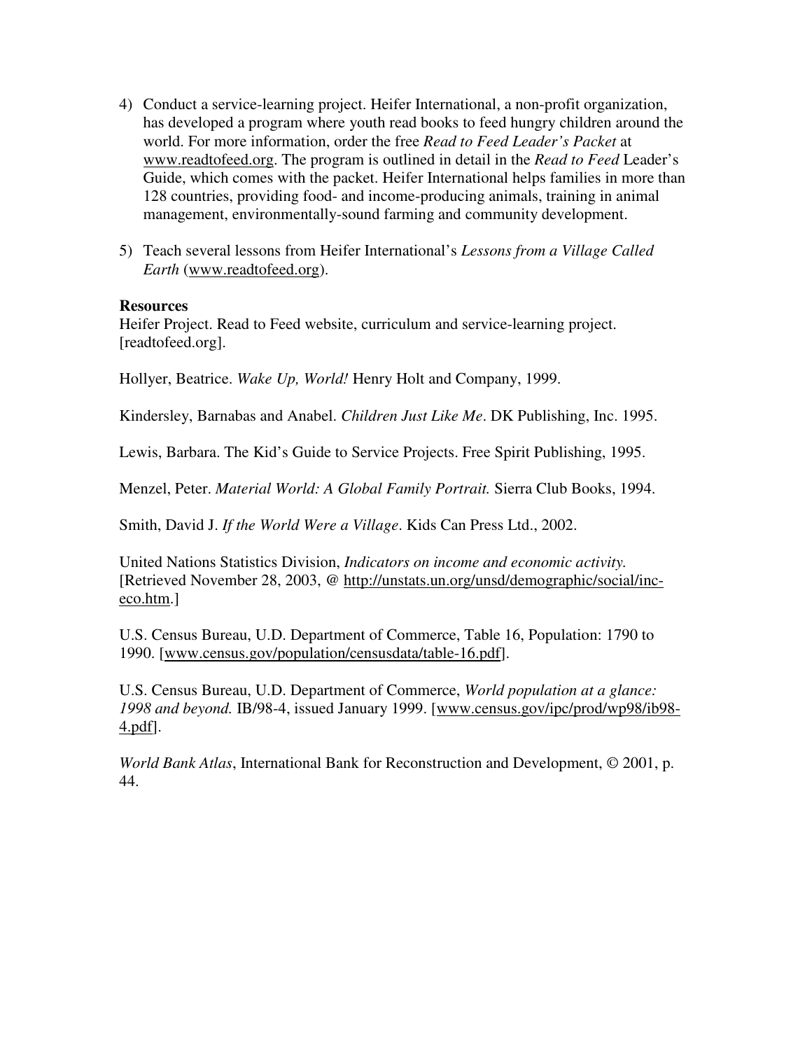4) Conduct a service-learning project. Heifer International, a non-profit organization, has developed a program where youth read books to feed hungry children around the world. For more information, order the free *Read to Feed Leader's Packet* at www.readtofeed.org. The program is outlined in detail in the *Read to Feed* Leader's Guide, which comes with the packet. Heifer International helps families in more than 128 countries, providing food- and income-producing animals, training in animal management, environmentally-sound farming and community development.

5) Teach several lessons from Heifer International's *Lessons from a Village Called Earth* (www.readtofeed.org).

**Resources**

Heifer Project. Read to Feed website, curriculum and service-learning project. [readtofeed.org].

Hollyer, Beatrice. *Wake Up, World!* Henry Holt and Company, 1999.

Kindersley, Barnabas and Anabel. *Children Just Like Me*. DK Publishing, Inc. 1995.

Lewis, Barbara. The Kid's Guide to Service Projects. Free Spirit Publishing, 1995.

Menzel, Peter. *Material World: A Global Family Portrait.* Sierra Club Books, 1994.

Smith, David J. *If the World Were a Village*. Kids Can Press Ltd., 2002.

United Nations Statistics Division, *Indicators on income and economic activity.* [Retrieved November 28, 2003, @ http://unstats.un.org/unsd/demographic/social/inc-eco.htm.]

U.S. Census Bureau, U.D. Department of Commerce, Table 16, Population: 1790 to 1990. [www.census.gov/population/censusdata/table-16.pdf].

U.S. Census Bureau, U.D. Department of Commerce, *World population at a glance: 1998 and beyond.* IB/98-4, issued January 1999. [www.census.gov/ipc/prod/wp98/ib98-4.pdf].

*World Bank Atlas*, International Bank for Reconstruction and Development, © 2001, p. 44.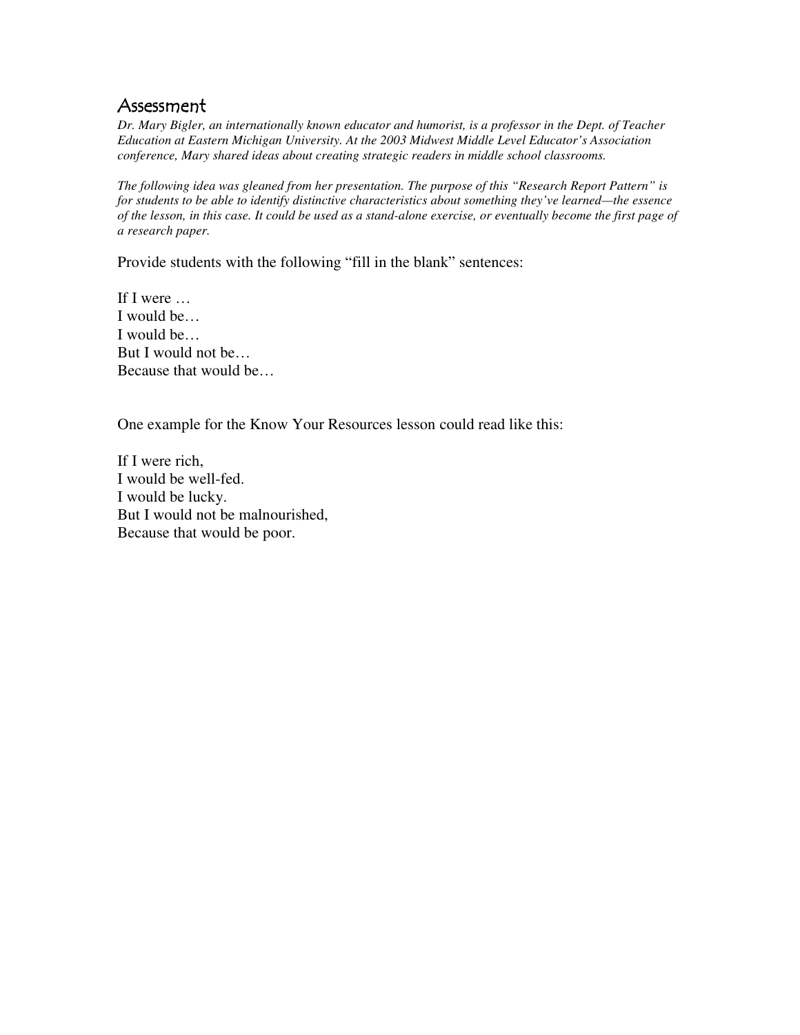## Assessment

*Dr. Mary Bigler, an internationally known educator and humorist, is a professor in the Dept. of Teacher Education at Eastern Michigan University. At the 2003 Midwest Middle Level Educator's Association conference, Mary shared ideas about creating strategic readers in middle school classrooms.*

*The following idea was gleaned from her presentation. The purpose of this "Research Report Pattern" is for students to be able to identify distinctive characteristics about something they've learned—the essence of the lesson, in this case. It could be used as a stand-alone exercise, or eventually become the first page of a research paper.*

Provide students with the following "fill in the blank" sentences:

If I were …  
I would be…  
I would be…  
But I would not be…  
Because that would be…

One example for the Know Your Resources lesson could read like this:

If I were rich,  
I would be well-fed.  
I would be lucky.  
But I would not be malnourished,  
Because that would be poor.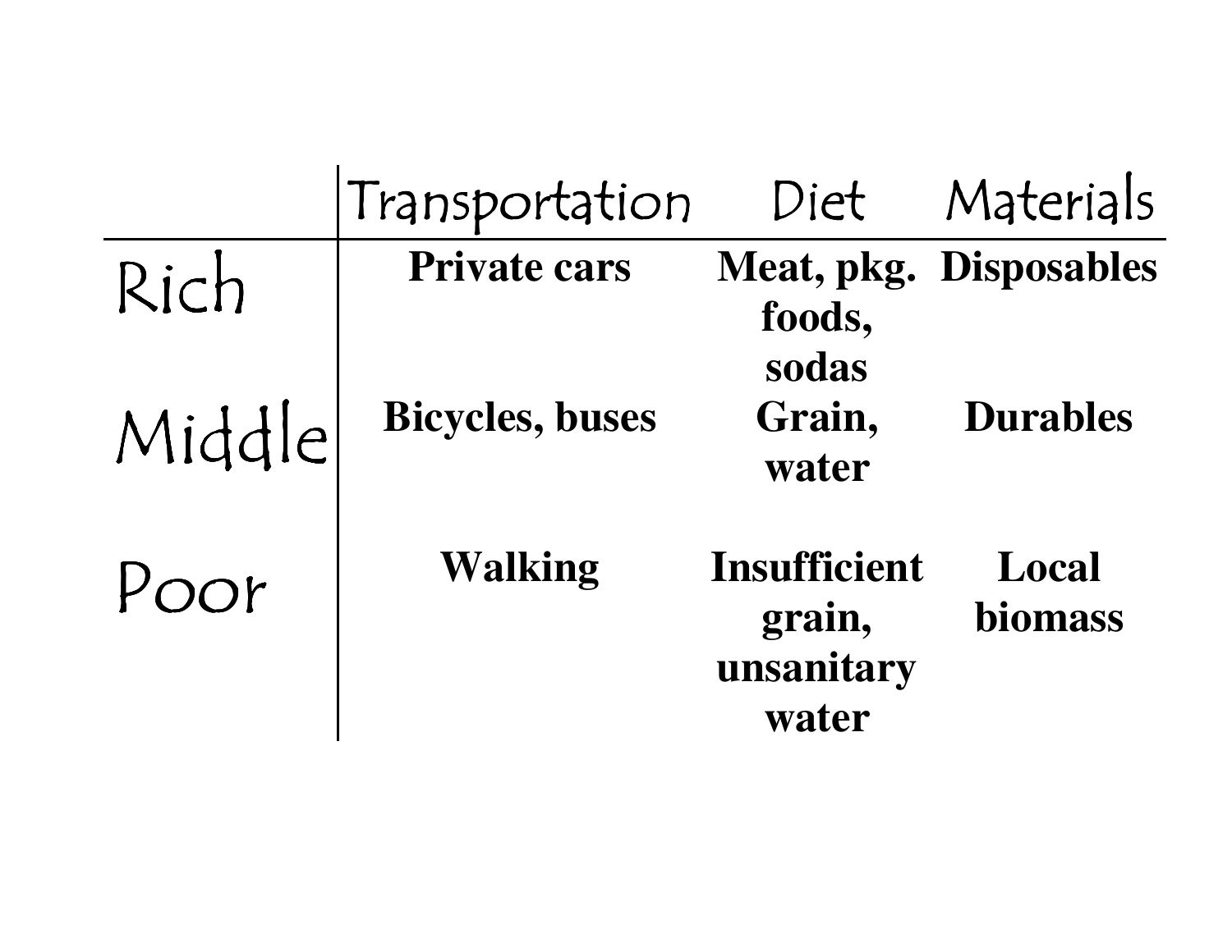| | Transportation | Diet | Materials |
|---|---|---|---|
| Rich | **Private cars** | **Meat, pkg. foods, sodas** | **Disposables** |
| Middle | **Bicycles, buses** | **Grain, water** | **Durables** |
| Poor | **Walking** | **Insufficient grain, unsanitary water** | **Local biomass** |